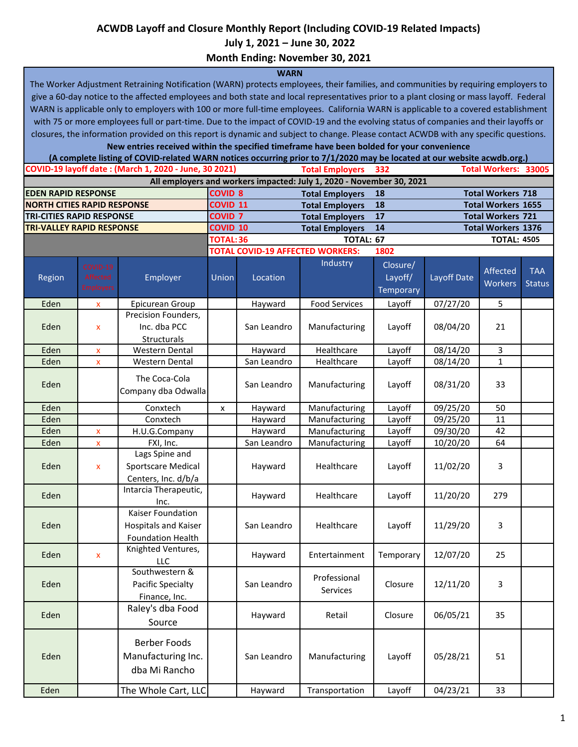# ACWDB Layoff and Closure Monthly Report (Including COVID-19 Related Impacts)

## July 1, 2021 – June 30, 2022

## Month Ending: November 30, 2021

**WARN**

The Worker Adjustment Retraining Notification (WARN) protects employees, their families, and communities by requiring employers to give a 60-day notice to the affected employees and both state and local representatives prior to a plant closing or mass layoff. Federal WARN is applicable only to employers with 100 or more full-time employees. California WARN is applicable to a covered establishment with 75 or more employees full or part-time. Due to the impact of COVID-19 and the evolving status of companies and their layoffs or closures, the information provided on this report is dynamic and subject to change. Please contact ACWDB with any specific questions.

**New entries received within the specified timeframe have been bolded for your convenience**

**(A complete listing of COVID-related WARN notices occurring prior to 7/1/2020 may be located at our website acwdb.org.)**

**COVID-19 layoff date : (March 1, 2020 - June, 30 2021)** — **Total Employers 332** — **Total Workers: 33005**

**All employers and workers impacted: July 1, 2020 - November 30, 2021**

| Rapid Response | COVID | Total Employers | Total Workers |
|---|---|---|---|
| EDEN RAPID RESPONSE | 8 | 18 | 718 |
| NORTH CITIES RAPID RESPONSE | 11 | 18 | 1655 |
| TRI-CITIES RAPID RESPONSE | 7 | 17 | 721 |
| TRI-VALLEY RAPID RESPONSE | 10 | 14 | 1376 |
| TOTAL | 36 | 67 | 4505 |

**TOTAL COVID-19 AFFECTED WORKERS: 1802**

| Region | COVID-19 Affected Employers | Employer | Union | Location | Industry | Closure/ Layoff/ Temporary | Layoff Date | Affected Workers | TAA Status |
|---|---|---|---|---|---|---|---|---|---|
| Eden | x | Epicurean Group | | Hayward | Food Services | Layoff | 07/27/20 | 5 | |
| Eden | x | Precision Founders, Inc. dba PCC Structurals | | San Leandro | Manufacturing | Layoff | 08/04/20 | 21 | |
| Eden | x | Western Dental | | Hayward | Healthcare | Layoff | 08/14/20 | 3 | |
| Eden | x | Western Dental | | San Leandro | Healthcare | Layoff | 08/14/20 | 1 | |
| Eden | | The Coca-Cola Company dba Odwalla | | San Leandro | Manufacturing | Layoff | 08/31/20 | 33 | |
| Eden | | Conxtech | x | Hayward | Manufacturing | Layoff | 09/25/20 | 50 | |
| Eden | | Conxtech | | Hayward | Manufacturing | Layoff | 09/25/20 | 11 | |
| Eden | x | H.U.G.Company | | Hayward | Manufacturing | Layoff | 09/30/20 | 42 | |
| Eden | x | FXI, Inc. | | San Leandro | Manufacturing | Layoff | 10/20/20 | 64 | |
| Eden | x | Lags Spine and Sportscare Medical Centers, Inc. d/b/a | | Hayward | Healthcare | Layoff | 11/02/20 | 3 | |
| Eden | | Intarcia Therapeutic, Inc. | | Hayward | Healthcare | Layoff | 11/20/20 | 279 | |
| Eden | | Kaiser Foundation Hospitals and Kaiser Foundation Health | | San Leandro | Healthcare | Layoff | 11/29/20 | 3 | |
| Eden | x | Knighted Ventures, LLC | | Hayward | Entertainment | Temporary | 12/07/20 | 25 | |
| Eden | | Southwestern & Pacific Specialty Finance, Inc. | | San Leandro | Professional Services | Closure | 12/11/20 | 3 | |
| Eden | | Raley's dba Food Source | | Hayward | Retail | Closure | 06/05/21 | 35 | |
| Eden | | Berber Foods Manufacturing Inc. dba Mi Rancho | | San Leandro | Manufacturing | Layoff | 05/28/21 | 51 | |
| Eden | | The Whole Cart, LLC | | Hayward | Transportation | Layoff | 04/23/21 | 33 | |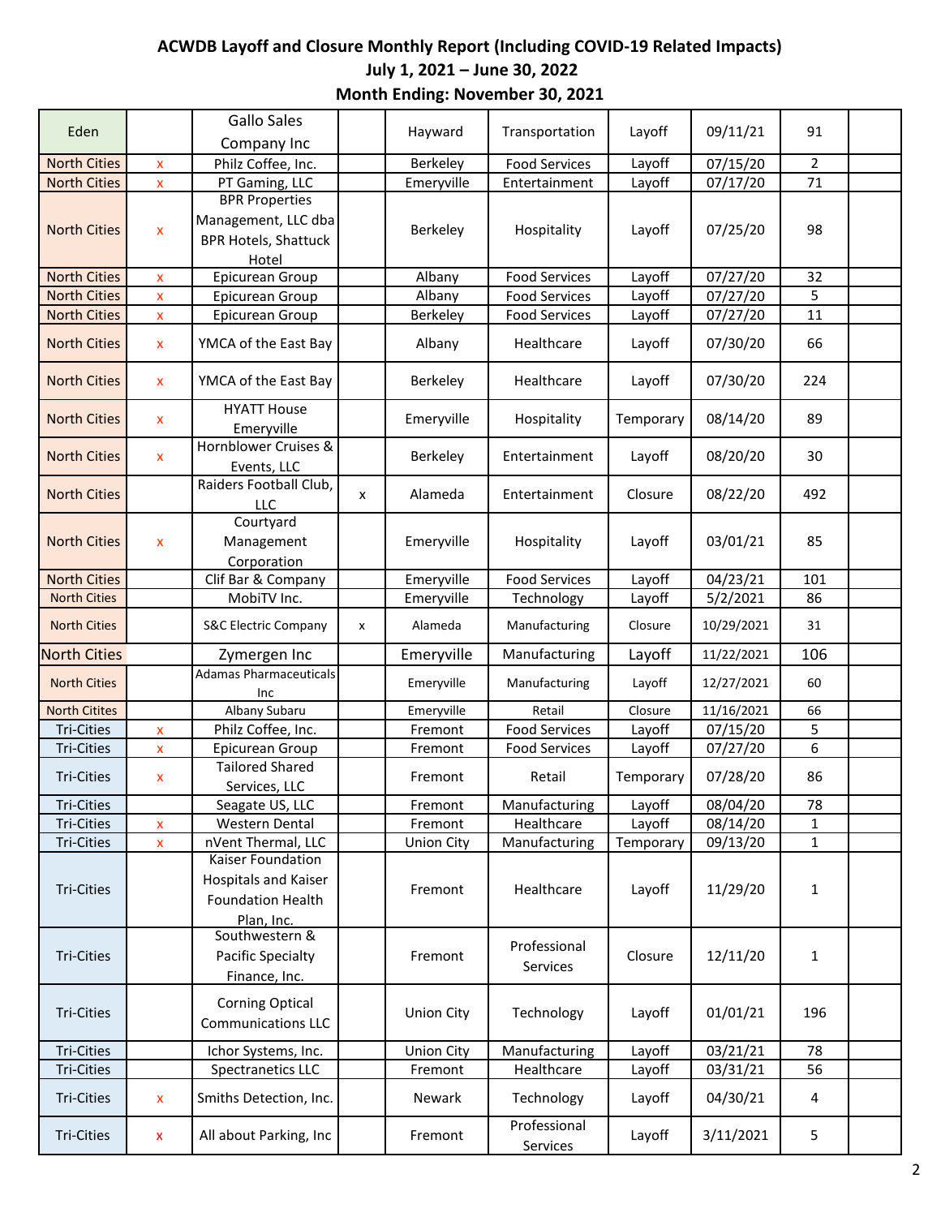# ACWDB Layoff and Closure Monthly Report (Including COVID-19 Related Impacts)

## July 1, 2021 – June 30, 2022

## Month Ending: November 30, 2021

| | | | | | | | | | |
|---|---|---|---|---|---|---|---|---|---|
| Eden | | Gallo Sales Company Inc | | Hayward | Transportation | Layoff | 09/11/21 | 91 | |
| North Cities | x | Philz Coffee, Inc. | | Berkeley | Food Services | Layoff | 07/15/20 | 2 | |
| North Cities | x | PT Gaming, LLC | | Emeryville | Entertainment | Layoff | 07/17/20 | 71 | |
| North Cities | x | BPR Properties Management, LLC dba BPR Hotels, Shattuck Hotel | | Berkeley | Hospitality | Layoff | 07/25/20 | 98 | |
| North Cities | x | Epicurean Group | | Albany | Food Services | Layoff | 07/27/20 | 32 | |
| North Cities | x | Epicurean Group | | Albany | Food Services | Layoff | 07/27/20 | 5 | |
| North Cities | x | Epicurean Group | | Berkeley | Food Services | Layoff | 07/27/20 | 11 | |
| North Cities | x | YMCA of the East Bay | | Albany | Healthcare | Layoff | 07/30/20 | 66 | |
| North Cities | x | YMCA of the East Bay | | Berkeley | Healthcare | Layoff | 07/30/20 | 224 | |
| North Cities | x | HYATT House Emeryville | | Emeryville | Hospitality | Temporary | 08/14/20 | 89 | |
| North Cities | x | Hornblower Cruises & Events, LLC | | Berkeley | Entertainment | Layoff | 08/20/20 | 30 | |
| North Cities | | Raiders Football Club, LLC | x | Alameda | Entertainment | Closure | 08/22/20 | 492 | |
| North Cities | x | Courtyard Management Corporation | | Emeryville | Hospitality | Layoff | 03/01/21 | 85 | |
| North Cities | | Clif Bar & Company | | Emeryville | Food Services | Layoff | 04/23/21 | 101 | |
| North Cities | | MobiTV Inc. | | Emeryville | Technology | Layoff | 5/2/2021 | 86 | |
| North Cities | | S&C Electric Company | x | Alameda | Manufacturing | Closure | 10/29/2021 | 31 | |
| North Cities | | Zymergen Inc | | Emeryville | Manufacturing | Layoff | 11/22/2021 | 106 | |
| North Cities | | Adamas Pharmaceuticals Inc | | Emeryville | Manufacturing | Layoff | 12/27/2021 | 60 | |
| North Citites | | Albany Subaru | | Emeryville | Retail | Closure | 11/16/2021 | 66 | |
| Tri-Cities | x | Philz Coffee, Inc. | | Fremont | Food Services | Layoff | 07/15/20 | 5 | |
| Tri-Cities | x | Epicurean Group | | Fremont | Food Services | Layoff | 07/27/20 | 6 | |
| Tri-Cities | x | Tailored Shared Services, LLC | | Fremont | Retail | Temporary | 07/28/20 | 86 | |
| Tri-Cities | | Seagate US, LLC | | Fremont | Manufacturing | Layoff | 08/04/20 | 78 | |
| Tri-Cities | x | Western Dental | | Fremont | Healthcare | Layoff | 08/14/20 | 1 | |
| Tri-Cities | x | nVent Thermal, LLC | | Union City | Manufacturing | Temporary | 09/13/20 | 1 | |
| Tri-Cities | | Kaiser Foundation Hospitals and Kaiser Foundation Health Plan, Inc. | | Fremont | Healthcare | Layoff | 11/29/20 | 1 | |
| Tri-Cities | | Southwestern & Pacific Specialty Finance, Inc. | | Fremont | Professional Services | Closure | 12/11/20 | 1 | |
| Tri-Cities | | Corning Optical Communications LLC | | Union City | Technology | Layoff | 01/01/21 | 196 | |
| Tri-Cities | | Ichor Systems, Inc. | | Union City | Manufacturing | Layoff | 03/21/21 | 78 | |
| Tri-Cities | | Spectranetics LLC | | Fremont | Healthcare | Layoff | 03/31/21 | 56 | |
| Tri-Cities | x | Smiths Detection, Inc. | | Newark | Technology | Layoff | 04/30/21 | 4 | |
| Tri-Cities | x | All about Parking, Inc | | Fremont | Professional Services | Layoff | 3/11/2021 | 5 | |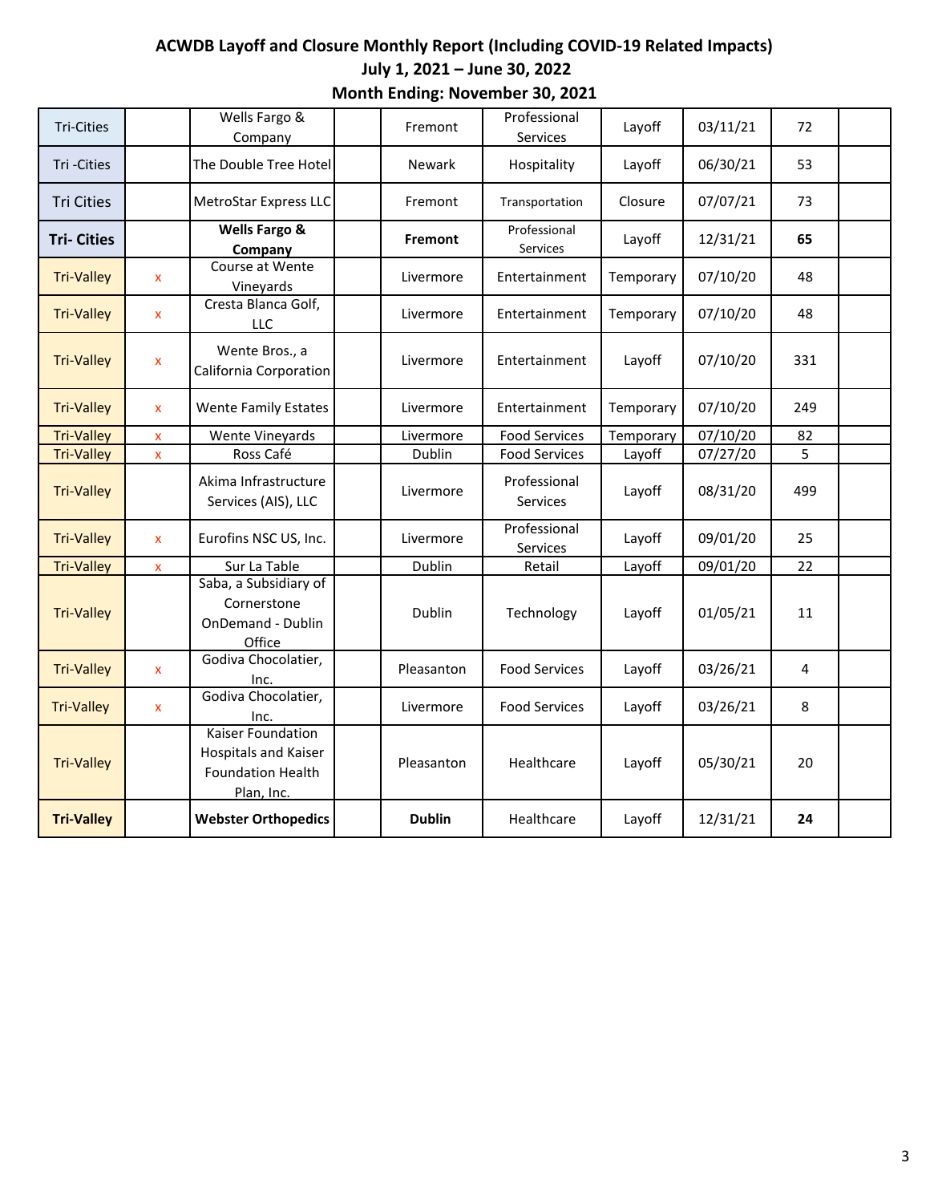# ACWDB Layoff and Closure Monthly Report (Including COVID-19 Related Impacts)

## July 1, 2021 – June 30, 2022

## Month Ending: November 30, 2021

| | | | | | | | | | |
|---|---|---|---|---|---|---|---|---|---|
| Tri-Cities | | Wells Fargo & Company | | Fremont | Professional Services | Layoff | 03/11/21 | 72 | |
| Tri -Cities | | The Double Tree Hotel | | Newark | Hospitality | Layoff | 06/30/21 | 53 | |
| Tri Cities | | MetroStar Express LLC | | Fremont | Transportation | Closure | 07/07/21 | 73 | |
| **Tri- Cities** | | **Wells Fargo & Company** | | **Fremont** | Professional Services | Layoff | 12/31/21 | **65** | |
| Tri-Valley | x | Course at Wente Vineyards | | Livermore | Entertainment | Temporary | 07/10/20 | 48 | |
| Tri-Valley | x | Cresta Blanca Golf, LLC | | Livermore | Entertainment | Temporary | 07/10/20 | 48 | |
| Tri-Valley | x | Wente Bros., a California Corporation | | Livermore | Entertainment | Layoff | 07/10/20 | 331 | |
| Tri-Valley | x | Wente Family Estates | | Livermore | Entertainment | Temporary | 07/10/20 | 249 | |
| Tri-Valley | x | Wente Vineyards | | Livermore | Food Services | Temporary | 07/10/20 | 82 | |
| Tri-Valley | x | Ross Café | | Dublin | Food Services | Layoff | 07/27/20 | 5 | |
| Tri-Valley | | Akima Infrastructure Services (AIS), LLC | | Livermore | Professional Services | Layoff | 08/31/20 | 499 | |
| Tri-Valley | x | Eurofins NSC US, Inc. | | Livermore | Professional Services | Layoff | 09/01/20 | 25 | |
| Tri-Valley | x | Sur La Table | | Dublin | Retail | Layoff | 09/01/20 | 22 | |
| Tri-Valley | | Saba, a Subsidiary of Cornerstone OnDemand - Dublin Office | | Dublin | Technology | Layoff | 01/05/21 | 11 | |
| Tri-Valley | x | Godiva Chocolatier, Inc. | | Pleasanton | Food Services | Layoff | 03/26/21 | 4 | |
| Tri-Valley | x | Godiva Chocolatier, Inc. | | Livermore | Food Services | Layoff | 03/26/21 | 8 | |
| Tri-Valley | | Kaiser Foundation Hospitals and Kaiser Foundation Health Plan, Inc. | | Pleasanton | Healthcare | Layoff | 05/30/21 | 20 | |
| **Tri-Valley** | | **Webster Orthopedics** | | **Dublin** | Healthcare | Layoff | 12/31/21 | **24** | |